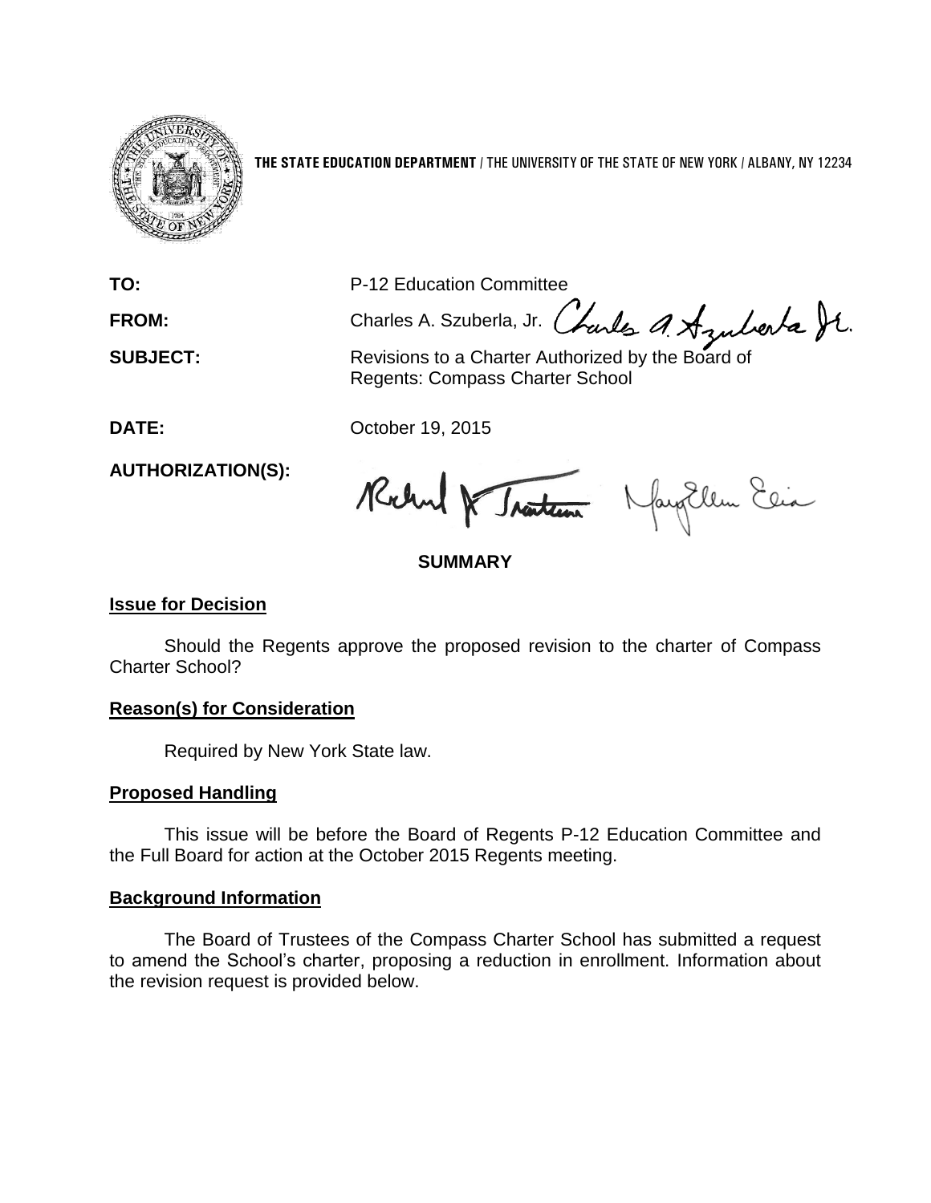**THE STATE EDUCATION DEPARTMENT** / THE UNIVERSITY OF THE STATE OF NEW YORK / ALBANY, NY 12234

**TO:** P-12 Education Committee

**FROM:** Charles A. Szuberla, Jr.

**SUBJECT:** Revisions to a Charter Authorized by the Board of Regents: Compass Charter School

**DATE:** October 19, 2015

**AUTHORIZATION(S):**

## SUMMARY

### Issue for Decision

Should the Regents approve the proposed revision to the charter of Compass Charter School?

### Reason(s) for Consideration

Required by New York State law.

### Proposed Handling

This issue will be before the Board of Regents P-12 Education Committee and the Full Board for action at the October 2015 Regents meeting.

### Background Information

The Board of Trustees of the Compass Charter School has submitted a request to amend the School's charter, proposing a reduction in enrollment. Information about the revision request is provided below.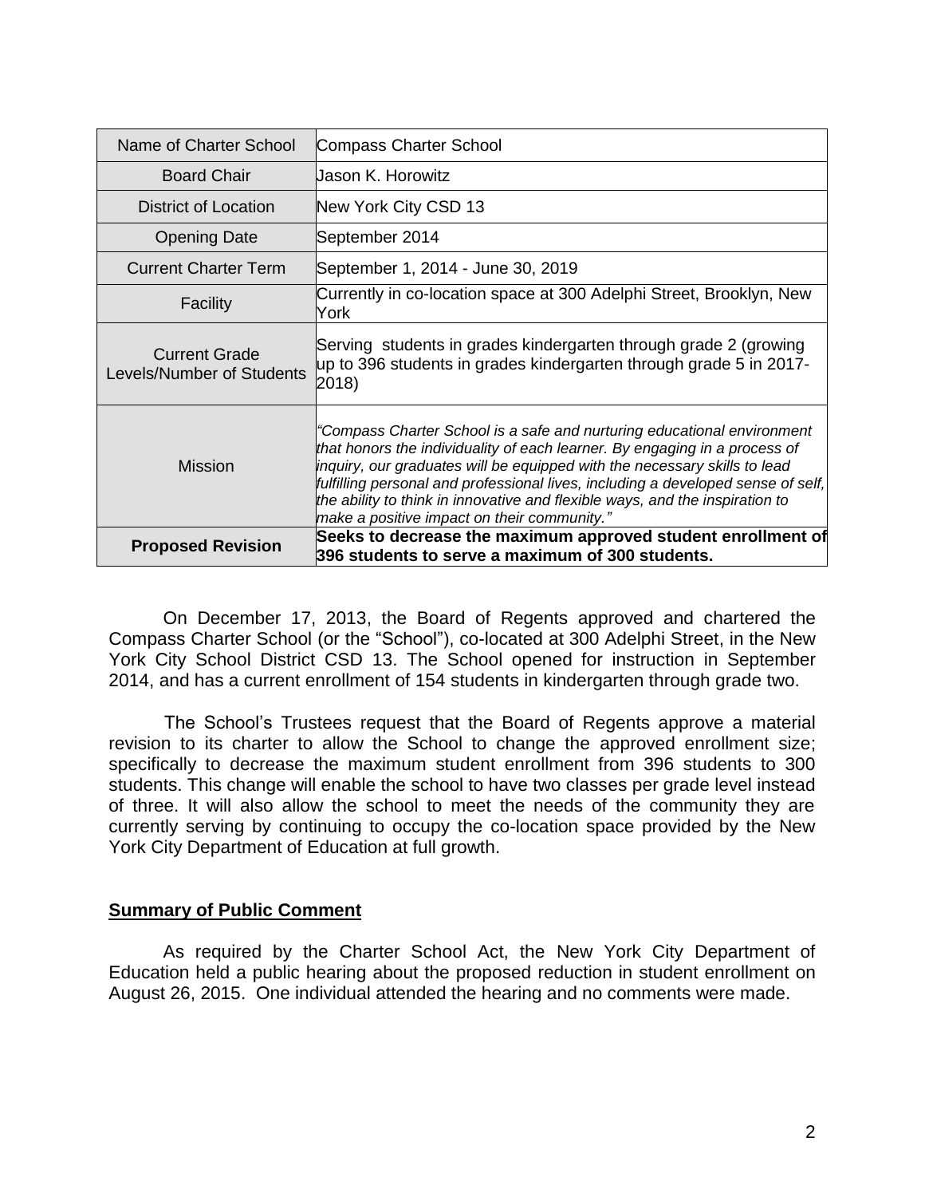| Name of Charter School | Compass Charter School |
| --- | --- |
| Board Chair | Jason K. Horowitz |
| District of Location | New York City CSD 13 |
| Opening Date | September 2014 |
| Current Charter Term | September 1, 2014 - June 30, 2019 |
| Facility | Currently in co-location space at 300 Adelphi Street, Brooklyn, New York |
| Current Grade Levels/Number of Students | Serving students in grades kindergarten through grade 2 (growing up to 396 students in grades kindergarten through grade 5 in 2017-2018) |
| Mission | *"Compass Charter School is a safe and nurturing educational environment that honors the individuality of each learner. By engaging in a process of inquiry, our graduates will be equipped with the necessary skills to lead fulfilling personal and professional lives, including a developed sense of self, the ability to think in innovative and flexible ways, and the inspiration to make a positive impact on their community."* |
| **Proposed Revision** | **Seeks to decrease the maximum approved student enrollment of 396 students to serve a maximum of 300 students.** |

On December 17, 2013, the Board of Regents approved and chartered the Compass Charter School (or the "School"), co-located at 300 Adelphi Street, in the New York City School District CSD 13. The School opened for instruction in September 2014, and has a current enrollment of 154 students in kindergarten through grade two.

The School's Trustees request that the Board of Regents approve a material revision to its charter to allow the School to change the approved enrollment size; specifically to decrease the maximum student enrollment from 396 students to 300 students. This change will enable the school to have two classes per grade level instead of three. It will also allow the school to meet the needs of the community they are currently serving by continuing to occupy the co-location space provided by the New York City Department of Education at full growth.

**Summary of Public Comment**

As required by the Charter School Act, the New York City Department of Education held a public hearing about the proposed reduction in student enrollment on August 26, 2015. One individual attended the hearing and no comments were made.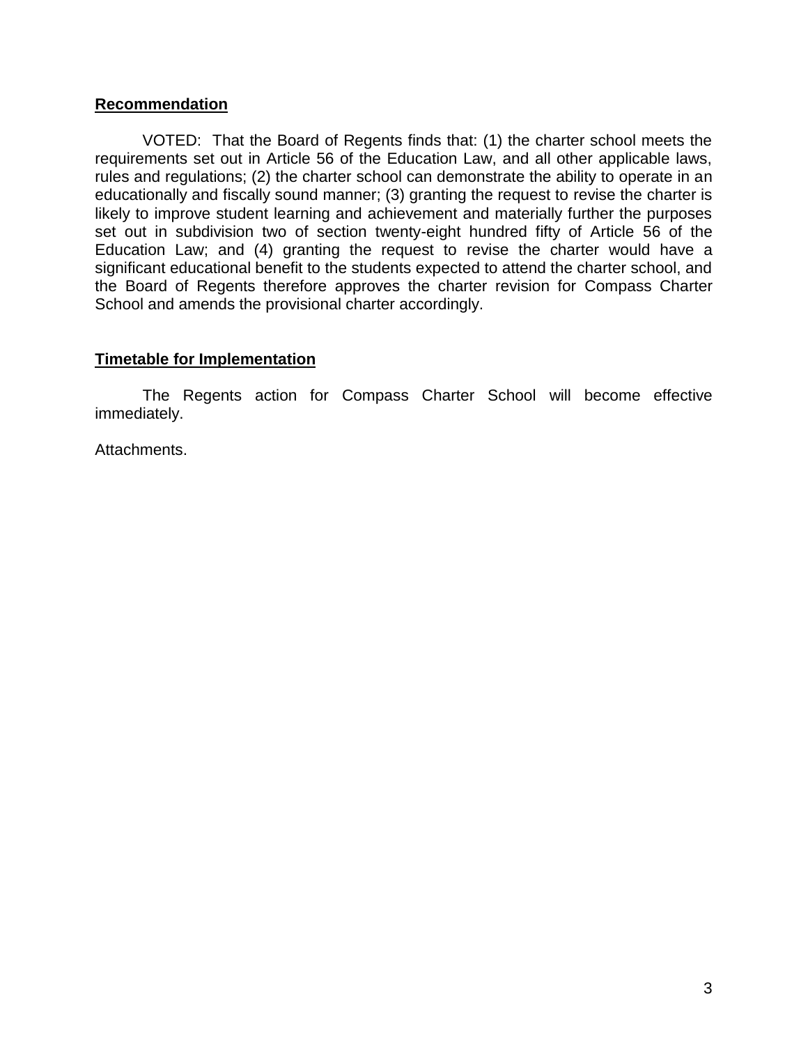**Recommendation**

VOTED: That the Board of Regents finds that: (1) the charter school meets the requirements set out in Article 56 of the Education Law, and all other applicable laws, rules and regulations; (2) the charter school can demonstrate the ability to operate in an educationally and fiscally sound manner; (3) granting the request to revise the charter is likely to improve student learning and achievement and materially further the purposes set out in subdivision two of section twenty-eight hundred fifty of Article 56 of the Education Law; and (4) granting the request to revise the charter would have a significant educational benefit to the students expected to attend the charter school, and the Board of Regents therefore approves the charter revision for Compass Charter School and amends the provisional charter accordingly.

**Timetable for Implementation**

The Regents action for Compass Charter School will become effective immediately.

Attachments.